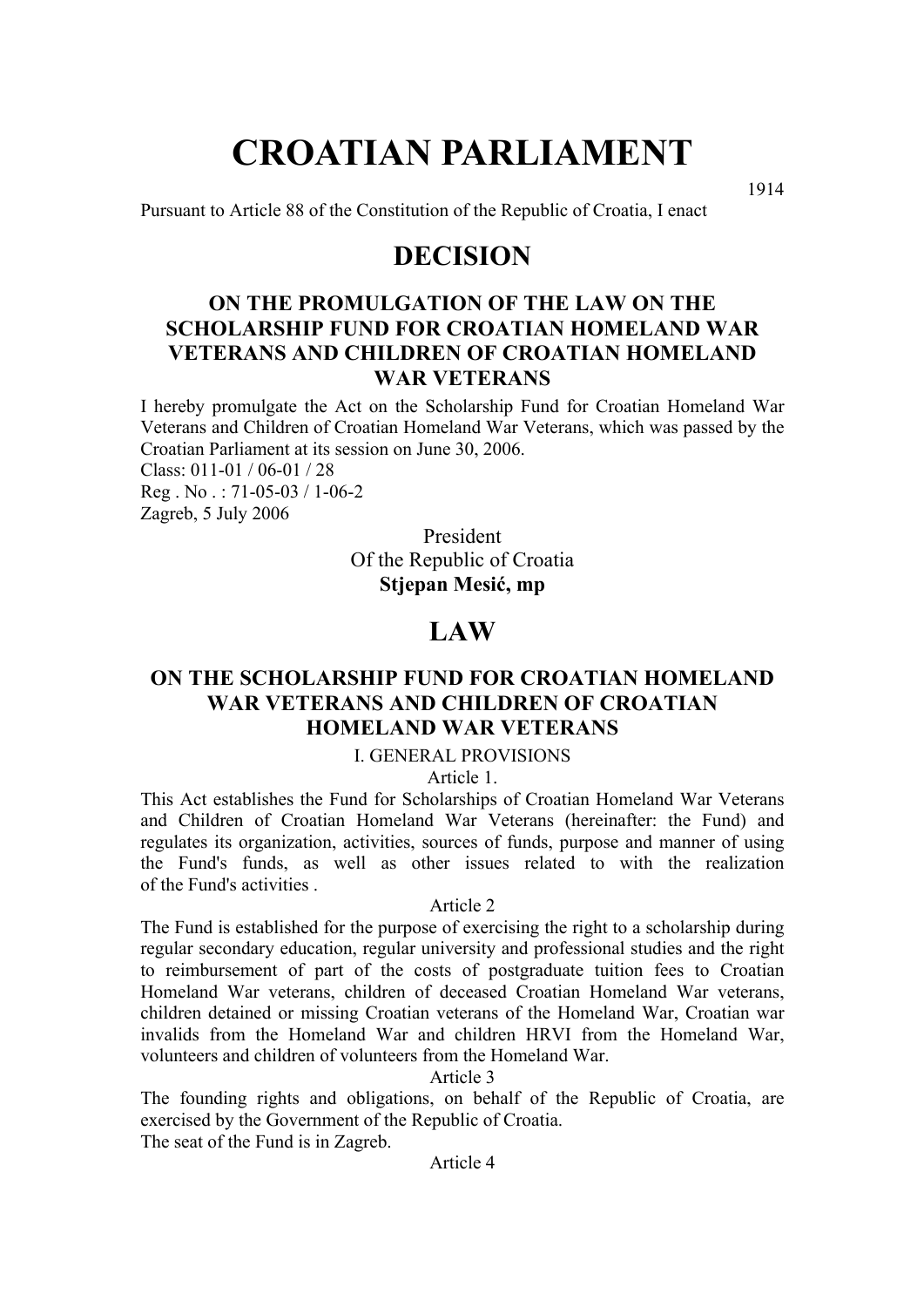# CROATIAN PARLIAMENT

1914

Pursuant to Article 88 of the Constitution of the Republic of Croatia, I enact

## DECISION

### ON THE PROMULGATION OF THE LAW ON THE SCHOLARSHIP FUND FOR CROATIAN HOMELAND WAR VETERANS AND CHILDREN OF CROATIAN HOMELAND WAR VETERANS

I hereby promulgate the Act on the Scholarship Fund for Croatian Homeland War Veterans and Children of Croatian Homeland War Veterans, which was passed by the Croatian Parliament at its session on June 30, 2006.

Class: 011-01 / 06-01 / 28

Reg . No . : 71-05-03 / 1-06-2

Zagreb, 5 July 2006

President
Of the Republic of Croatia
**Stjepan Mesić, mp**

## LAW

### ON THE SCHOLARSHIP FUND FOR CROATIAN HOMELAND WAR VETERANS AND CHILDREN OF CROATIAN HOMELAND WAR VETERANS

I. GENERAL PROVISIONS

Article 1.

This Act establishes the Fund for Scholarships of Croatian Homeland War Veterans and Children of Croatian Homeland War Veterans (hereinafter: the Fund) and regulates its organization, activities, sources of funds, purpose and manner of using the Fund's funds, as well as other issues related to with the realization of the Fund's activities .

Article 2

The Fund is established for the purpose of exercising the right to a scholarship during regular secondary education, regular university and professional studies and the right to reimbursement of part of the costs of postgraduate tuition fees to Croatian Homeland War veterans, children of deceased Croatian Homeland War veterans, children detained or missing Croatian veterans of the Homeland War, Croatian war invalids from the Homeland War and children HRVI from the Homeland War, volunteers and children of volunteers from the Homeland War.

Article 3

The founding rights and obligations, on behalf of the Republic of Croatia, are exercised by the Government of the Republic of Croatia.

The seat of the Fund is in Zagreb.

Article 4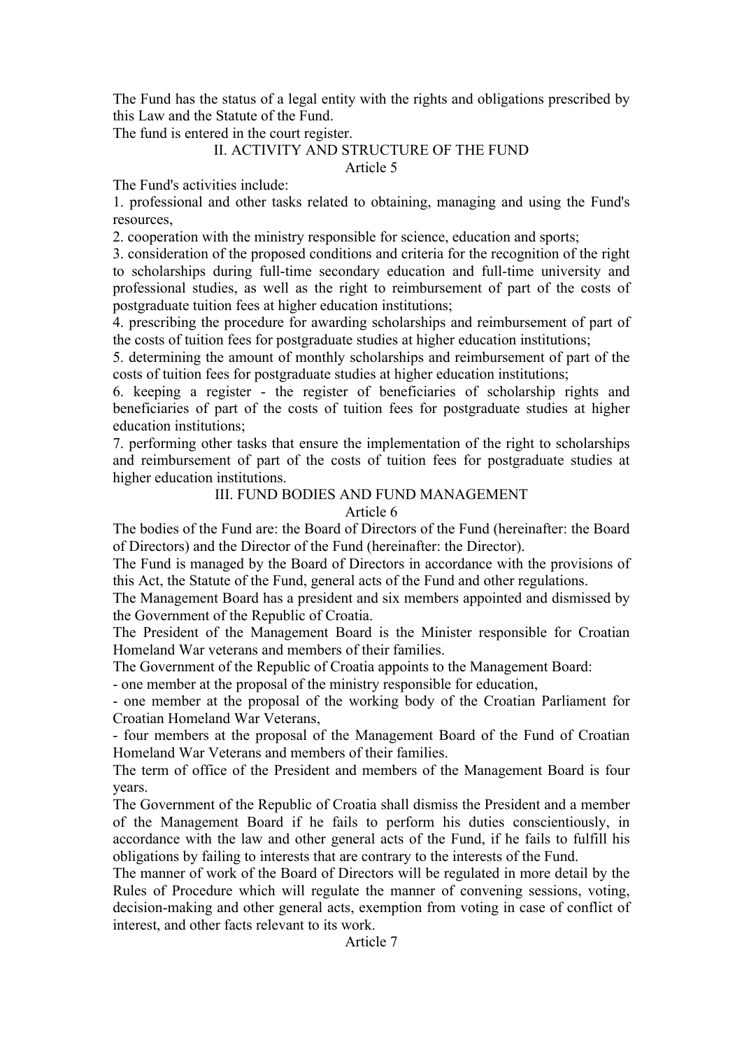The Fund has the status of a legal entity with the rights and obligations prescribed by this Law and the Statute of the Fund.

The fund is entered in the court register.

## II. ACTIVITY AND STRUCTURE OF THE FUND

### Article 5

The Fund's activities include:

1. professional and other tasks related to obtaining, managing and using the Fund's resources,
2. cooperation with the ministry responsible for science, education and sports;
3. consideration of the proposed conditions and criteria for the recognition of the right to scholarships during full-time secondary education and full-time university and professional studies, as well as the right to reimbursement of part of the costs of postgraduate tuition fees at higher education institutions;
4. prescribing the procedure for awarding scholarships and reimbursement of part of the costs of tuition fees for postgraduate studies at higher education institutions;
5. determining the amount of monthly scholarships and reimbursement of part of the costs of tuition fees for postgraduate studies at higher education institutions;
6. keeping a register - the register of beneficiaries of scholarship rights and beneficiaries of part of the costs of tuition fees for postgraduate studies at higher education institutions;
7. performing other tasks that ensure the implementation of the right to scholarships and reimbursement of part of the costs of tuition fees for postgraduate studies at higher education institutions.

## III. FUND BODIES AND FUND MANAGEMENT

### Article 6

The bodies of the Fund are: the Board of Directors of the Fund (hereinafter: the Board of Directors) and the Director of the Fund (hereinafter: the Director).

The Fund is managed by the Board of Directors in accordance with the provisions of this Act, the Statute of the Fund, general acts of the Fund and other regulations.

The Management Board has a president and six members appointed and dismissed by the Government of the Republic of Croatia.

The President of the Management Board is the Minister responsible for Croatian Homeland War veterans and members of their families.

The Government of the Republic of Croatia appoints to the Management Board:

- one member at the proposal of the ministry responsible for education,
- one member at the proposal of the working body of the Croatian Parliament for Croatian Homeland War Veterans,
- four members at the proposal of the Management Board of the Fund of Croatian Homeland War Veterans and members of their families.

The term of office of the President and members of the Management Board is four years.

The Government of the Republic of Croatia shall dismiss the President and a member of the Management Board if he fails to perform his duties conscientiously, in accordance with the law and other general acts of the Fund, if he fails to fulfill his obligations by failing to interests that are contrary to the interests of the Fund.

The manner of work of the Board of Directors will be regulated in more detail by the Rules of Procedure which will regulate the manner of convening sessions, voting, decision-making and other general acts, exemption from voting in case of conflict of interest, and other facts relevant to its work.

### Article 7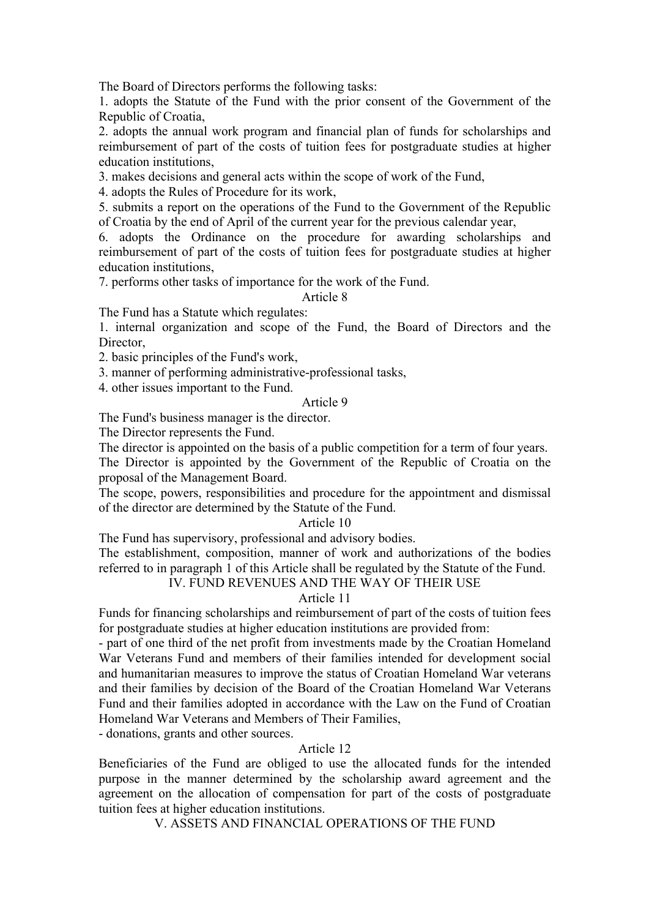The Board of Directors performs the following tasks:

1. adopts the Statute of the Fund with the prior consent of the Government of the Republic of Croatia,
2. adopts the annual work program and financial plan of funds for scholarships and reimbursement of part of the costs of tuition fees for postgraduate studies at higher education institutions,
3. makes decisions and general acts within the scope of work of the Fund,
4. adopts the Rules of Procedure for its work,
5. submits a report on the operations of the Fund to the Government of the Republic of Croatia by the end of April of the current year for the previous calendar year,
6. adopts the Ordinance on the procedure for awarding scholarships and reimbursement of part of the costs of tuition fees for postgraduate studies at higher education institutions,
7. performs other tasks of importance for the work of the Fund.

Article 8

The Fund has a Statute which regulates:

1. internal organization and scope of the Fund, the Board of Directors and the Director,
2. basic principles of the Fund's work,
3. manner of performing administrative-professional tasks,
4. other issues important to the Fund.

Article 9

The Fund's business manager is the director.

The Director represents the Fund.

The director is appointed on the basis of a public competition for a term of four years.

The Director is appointed by the Government of the Republic of Croatia on the proposal of the Management Board.

The scope, powers, responsibilities and procedure for the appointment and dismissal of the director are determined by the Statute of the Fund.

Article 10

The Fund has supervisory, professional and advisory bodies.

The establishment, composition, manner of work and authorizations of the bodies referred to in paragraph 1 of this Article shall be regulated by the Statute of the Fund.

## IV. FUND REVENUES AND THE WAY OF THEIR USE

Article 11

Funds for financing scholarships and reimbursement of part of the costs of tuition fees for postgraduate studies at higher education institutions are provided from:

- part of one third of the net profit from investments made by the Croatian Homeland War Veterans Fund and members of their families intended for development social and humanitarian measures to improve the status of Croatian Homeland War veterans and their families by decision of the Board of the Croatian Homeland War Veterans Fund and their families adopted in accordance with the Law on the Fund of Croatian Homeland War Veterans and Members of Their Families,
- donations, grants and other sources.

Article 12

Beneficiaries of the Fund are obliged to use the allocated funds for the intended purpose in the manner determined by the scholarship award agreement and the agreement on the allocation of compensation for part of the costs of postgraduate tuition fees at higher education institutions.

## V. ASSETS AND FINANCIAL OPERATIONS OF THE FUND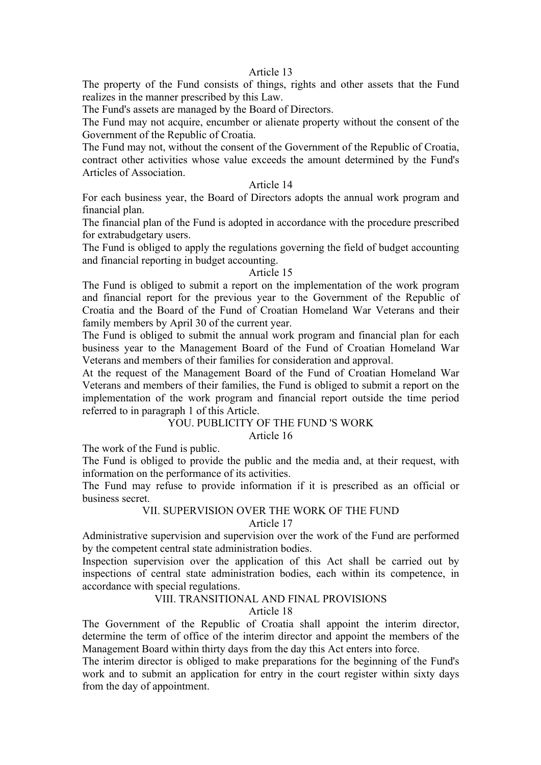Article 13

The property of the Fund consists of things, rights and other assets that the Fund realizes in the manner prescribed by this Law.

The Fund's assets are managed by the Board of Directors.

The Fund may not acquire, encumber or alienate property without the consent of the Government of the Republic of Croatia.

The Fund may not, without the consent of the Government of the Republic of Croatia, contract other activities whose value exceeds the amount determined by the Fund's Articles of Association.

Article 14

For each business year, the Board of Directors adopts the annual work program and financial plan.

The financial plan of the Fund is adopted in accordance with the procedure prescribed for extrabudgetary users.

The Fund is obliged to apply the regulations governing the field of budget accounting and financial reporting in budget accounting.

Article 15

The Fund is obliged to submit a report on the implementation of the work program and financial report for the previous year to the Government of the Republic of Croatia and the Board of the Fund of Croatian Homeland War Veterans and their family members by April 30 of the current year.

The Fund is obliged to submit the annual work program and financial plan for each business year to the Management Board of the Fund of Croatian Homeland War Veterans and members of their families for consideration and approval.

At the request of the Management Board of the Fund of Croatian Homeland War Veterans and members of their families, the Fund is obliged to submit a report on the implementation of the work program and financial report outside the time period referred to in paragraph 1 of this Article.

## YOU. PUBLICITY OF THE FUND 'S WORK

Article 16

The work of the Fund is public.

The Fund is obliged to provide the public and the media and, at their request, with information on the performance of its activities.

The Fund may refuse to provide information if it is prescribed as an official or business secret.

## VII. SUPERVISION OVER THE WORK OF THE FUND

Article 17

Administrative supervision and supervision over the work of the Fund are performed by the competent central state administration bodies.

Inspection supervision over the application of this Act shall be carried out by inspections of central state administration bodies, each within its competence, in accordance with special regulations.

## VIII. TRANSITIONAL AND FINAL PROVISIONS

Article 18

The Government of the Republic of Croatia shall appoint the interim director, determine the term of office of the interim director and appoint the members of the Management Board within thirty days from the day this Act enters into force.

The interim director is obliged to make preparations for the beginning of the Fund's work and to submit an application for entry in the court register within sixty days from the day of appointment.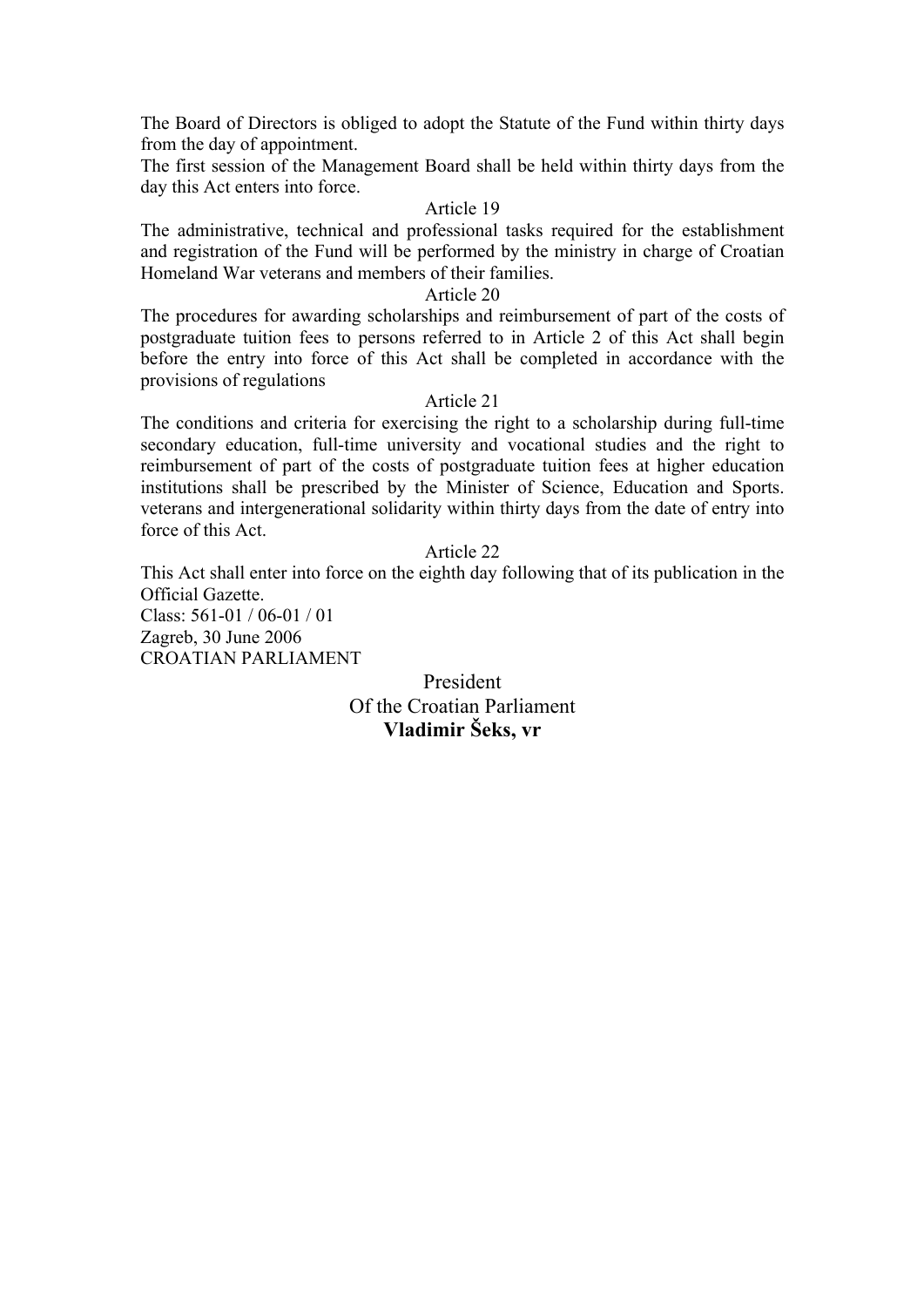The Board of Directors is obliged to adopt the Statute of the Fund within thirty days from the day of appointment.

The first session of the Management Board shall be held within thirty days from the day this Act enters into force.

Article 19

The administrative, technical and professional tasks required for the establishment and registration of the Fund will be performed by the ministry in charge of Croatian Homeland War veterans and members of their families.

Article 20

The procedures for awarding scholarships and reimbursement of part of the costs of postgraduate tuition fees to persons referred to in Article 2 of this Act shall begin before the entry into force of this Act shall be completed in accordance with the provisions of regulations

Article 21

The conditions and criteria for exercising the right to a scholarship during full-time secondary education, full-time university and vocational studies and the right to reimbursement of part of the costs of postgraduate tuition fees at higher education institutions shall be prescribed by the Minister of Science, Education and Sports. veterans and intergenerational solidarity within thirty days from the date of entry into force of this Act.

Article 22

This Act shall enter into force on the eighth day following that of its publication in the Official Gazette.

Class: 561-01 / 06-01 / 01

Zagreb, 30 June 2006

CROATIAN PARLIAMENT

President
Of the Croatian Parliament
**Vladimir Šeks, vr**